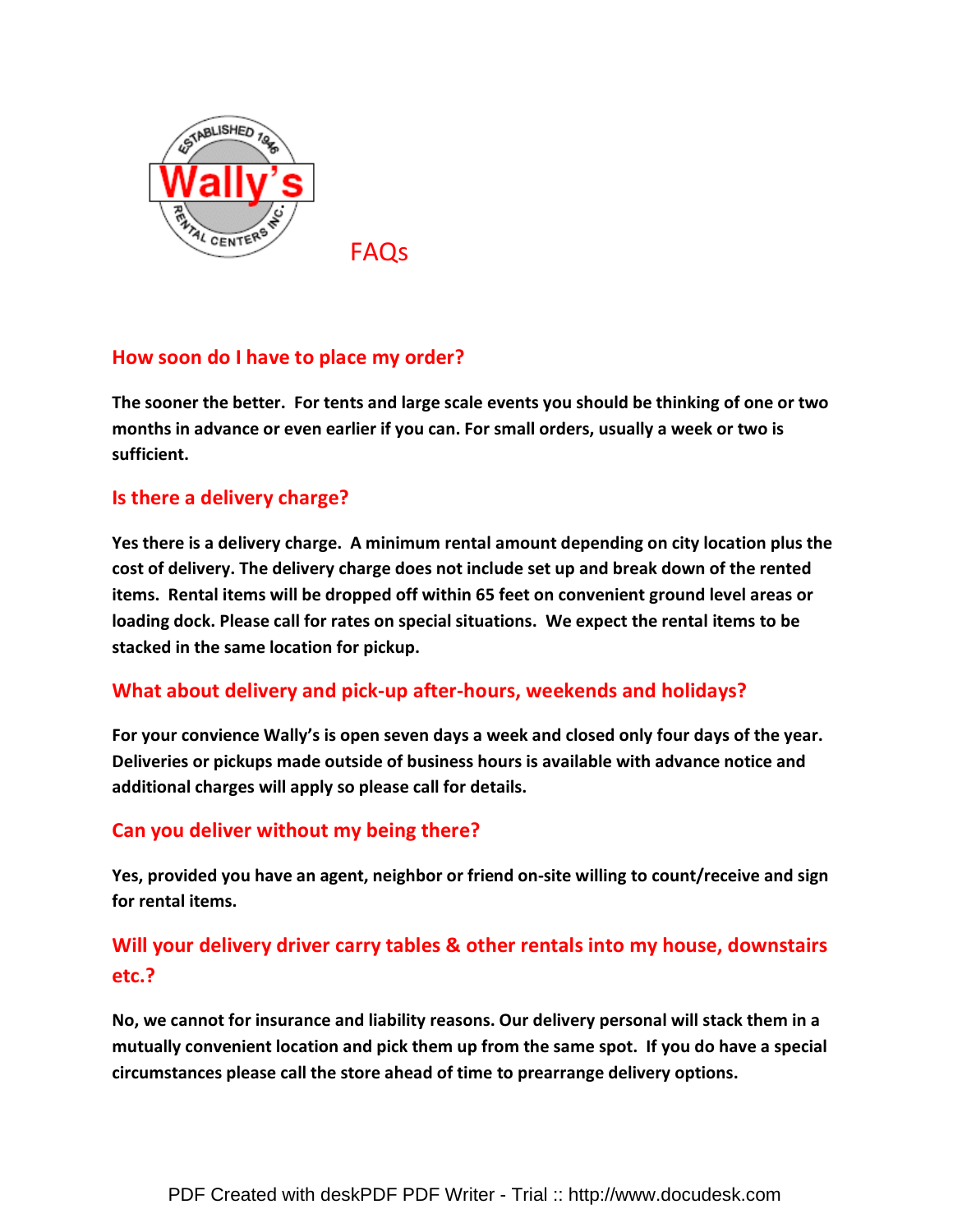Wally's Rental Centers Inc. — Established 1946

# FAQs

## How soon do I have to place my order?

**The sooner the better. For tents and large scale events you should be thinking of one or two months in advance or even earlier if you can. For small orders, usually a week or two is sufficient.**

## Is there a delivery charge?

**Yes there is a delivery charge. A minimum rental amount depending on city location plus the cost of delivery. The delivery charge does not include set up and break down of the rented items. Rental items will be dropped off within 65 feet on convenient ground level areas or loading dock. Please call for rates on special situations. We expect the rental items to be stacked in the same location for pickup.**

## What about delivery and pick-up after-hours, weekends and holidays?

**For your convience Wally's is open seven days a week and closed only four days of the year. Deliveries or pickups made outside of business hours is available with advance notice and additional charges will apply so please call for details.**

## Can you deliver without my being there?

**Yes, provided you have an agent, neighbor or friend on-site willing to count/receive and sign for rental items.**

## Will your delivery driver carry tables & other rentals into my house, downstairs etc.?

**No, we cannot for insurance and liability reasons. Our delivery personal will stack them in a mutually convenient location and pick them up from the same spot. If you do have a special circumstances please call the store ahead of time to prearrange delivery options.**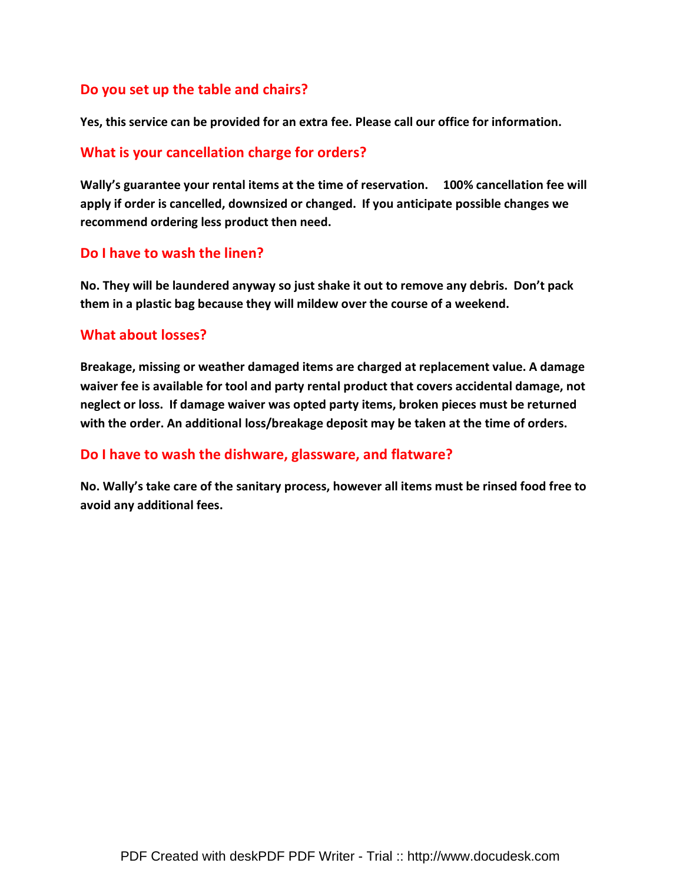## Do you set up the table and chairs?

**Yes, this service can be provided for an extra fee. Please call our office for information.**

## What is your cancellation charge for orders?

**Wally's guarantee your rental items at the time of reservation. 100% cancellation fee will apply if order is cancelled, downsized or changed. If you anticipate possible changes we recommend ordering less product then need.**

## Do I have to wash the linen?

**No. They will be laundered anyway so just shake it out to remove any debris. Don't pack them in a plastic bag because they will mildew over the course of a weekend.**

## What about losses?

**Breakage, missing or weather damaged items are charged at replacement value. A damage waiver fee is available for tool and party rental product that covers accidental damage, not neglect or loss. If damage waiver was opted party items, broken pieces must be returned with the order. An additional loss/breakage deposit may be taken at the time of orders.**

## Do I have to wash the dishware, glassware, and flatware?

**No. Wally's take care of the sanitary process, however all items must be rinsed food free to avoid any additional fees.**